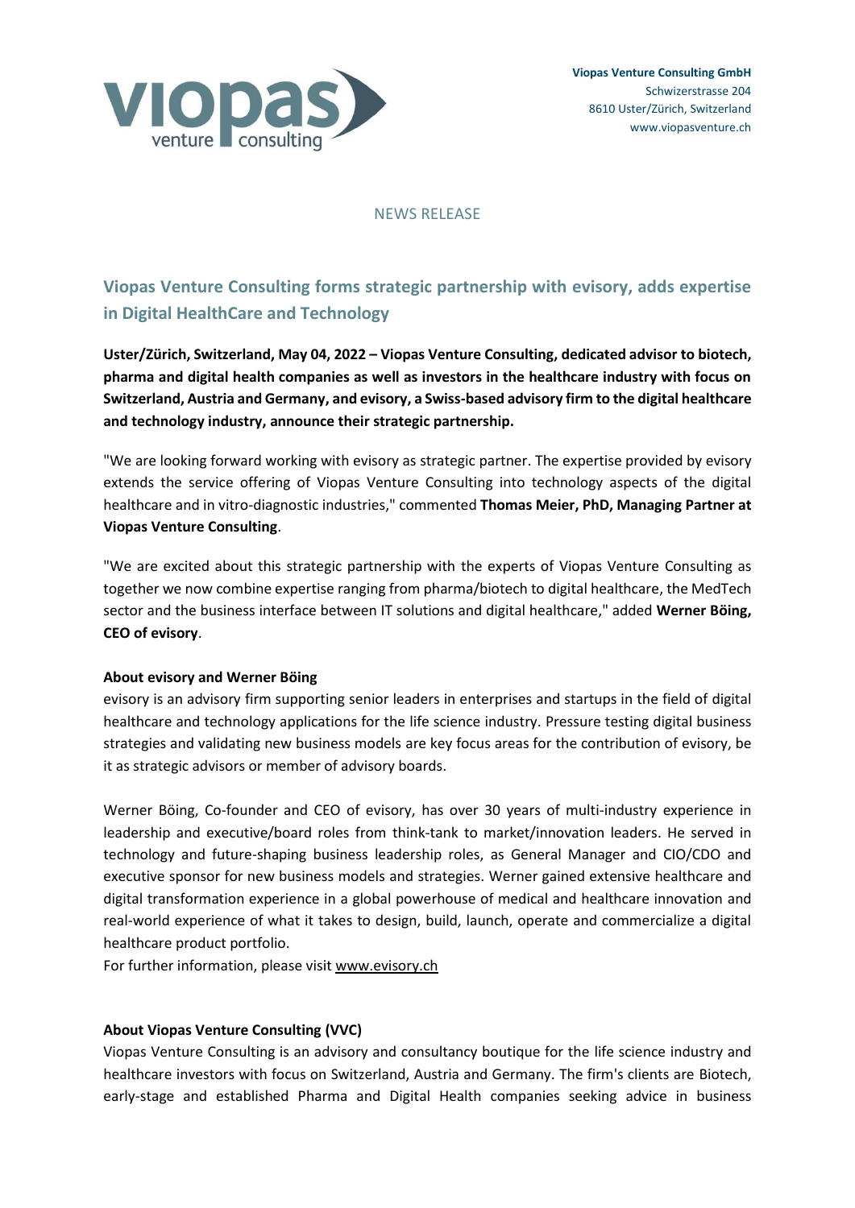**Viopas Venture Consulting GmbH**
Schwizerstrasse 204
8610 Uster/Zürich, Switzerland
www.viopasventure.ch

NEWS RELEASE

## Viopas Venture Consulting forms strategic partnership with evisory, adds expertise in Digital HealthCare and Technology

**Uster/Zürich, Switzerland, May 04, 2022 – Viopas Venture Consulting, dedicated advisor to biotech, pharma and digital health companies as well as investors in the healthcare industry with focus on Switzerland, Austria and Germany, and evisory, a Swiss-based advisory firm to the digital healthcare and technology industry, announce their strategic partnership.**

"We are looking forward working with evisory as strategic partner. The expertise provided by evisory extends the service offering of Viopas Venture Consulting into technology aspects of the digital healthcare and in vitro-diagnostic industries," commented **Thomas Meier, PhD, Managing Partner at Viopas Venture Consulting**.

"We are excited about this strategic partnership with the experts of Viopas Venture Consulting as together we now combine expertise ranging from pharma/biotech to digital healthcare, the MedTech sector and the business interface between IT solutions and digital healthcare," added **Werner Böing, CEO of evisory**.

**About evisory and Werner Böing**

evisory is an advisory firm supporting senior leaders in enterprises and startups in the field of digital healthcare and technology applications for the life science industry. Pressure testing digital business strategies and validating new business models are key focus areas for the contribution of evisory, be it as strategic advisors or member of advisory boards.

Werner Böing, Co-founder and CEO of evisory, has over 30 years of multi-industry experience in leadership and executive/board roles from think-tank to market/innovation leaders. He served in technology and future-shaping business leadership roles, as General Manager and CIO/CDO and executive sponsor for new business models and strategies. Werner gained extensive healthcare and digital transformation experience in a global powerhouse of medical and healthcare innovation and real-world experience of what it takes to design, build, launch, operate and commercialize a digital healthcare product portfolio.
For further information, please visit www.evisory.ch

**About Viopas Venture Consulting (VVC)**

Viopas Venture Consulting is an advisory and consultancy boutique for the life science industry and healthcare investors with focus on Switzerland, Austria and Germany. The firm's clients are Biotech, early-stage and established Pharma and Digital Health companies seeking advice in business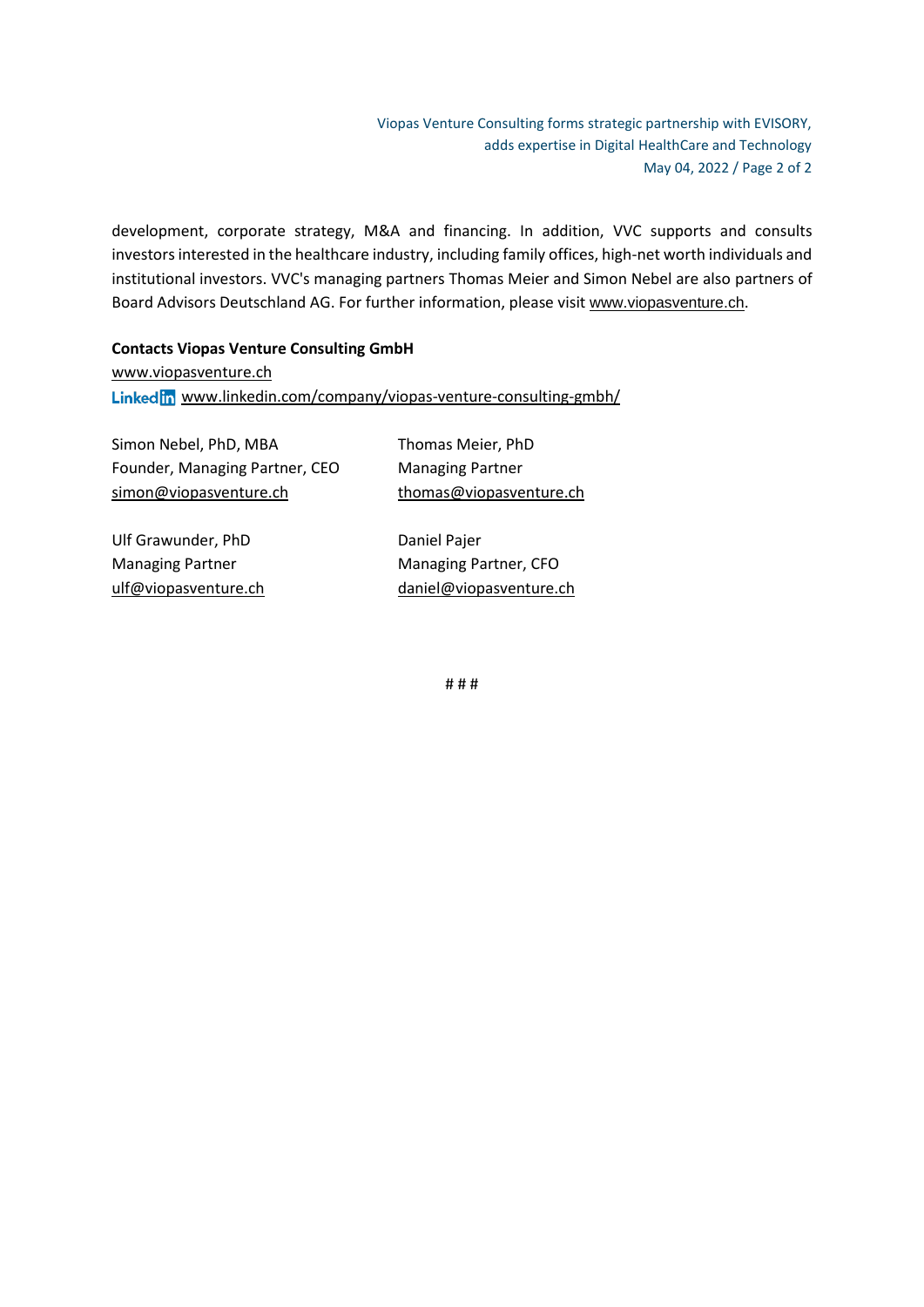development, corporate strategy, M&A and financing. In addition, VVC supports and consults investors interested in the healthcare industry, including family offices, high-net worth individuals and institutional investors. VVC's managing partners Thomas Meier and Simon Nebel are also partners of Board Advisors Deutschland AG. For further information, please visit www.viopasventure.ch.

**Contacts Viopas Venture Consulting GmbH**

www.viopasventure.ch

LinkedIn www.linkedin.com/company/viopas-venture-consulting-gmbh/

Simon Nebel, PhD, MBA
Founder, Managing Partner, CEO
simon@viopasventure.ch

Thomas Meier, PhD
Managing Partner
thomas@viopasventure.ch

Ulf Grawunder, PhD
Managing Partner
ulf@viopasventure.ch

Daniel Pajer
Managing Partner, CFO
daniel@viopasventure.ch

# # #